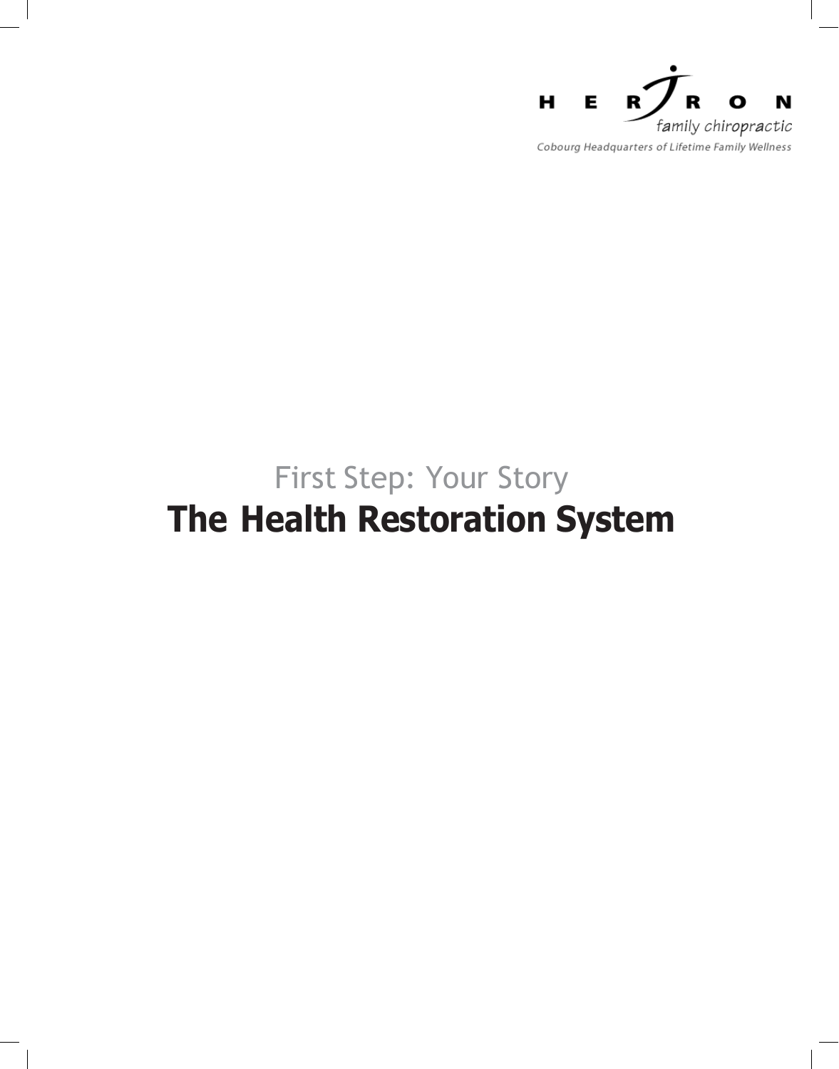HERRON
family chiropractic
Cobourg Headquarters of Lifetime Family Wellness

## First Step: Your Story

# The Health Restoration System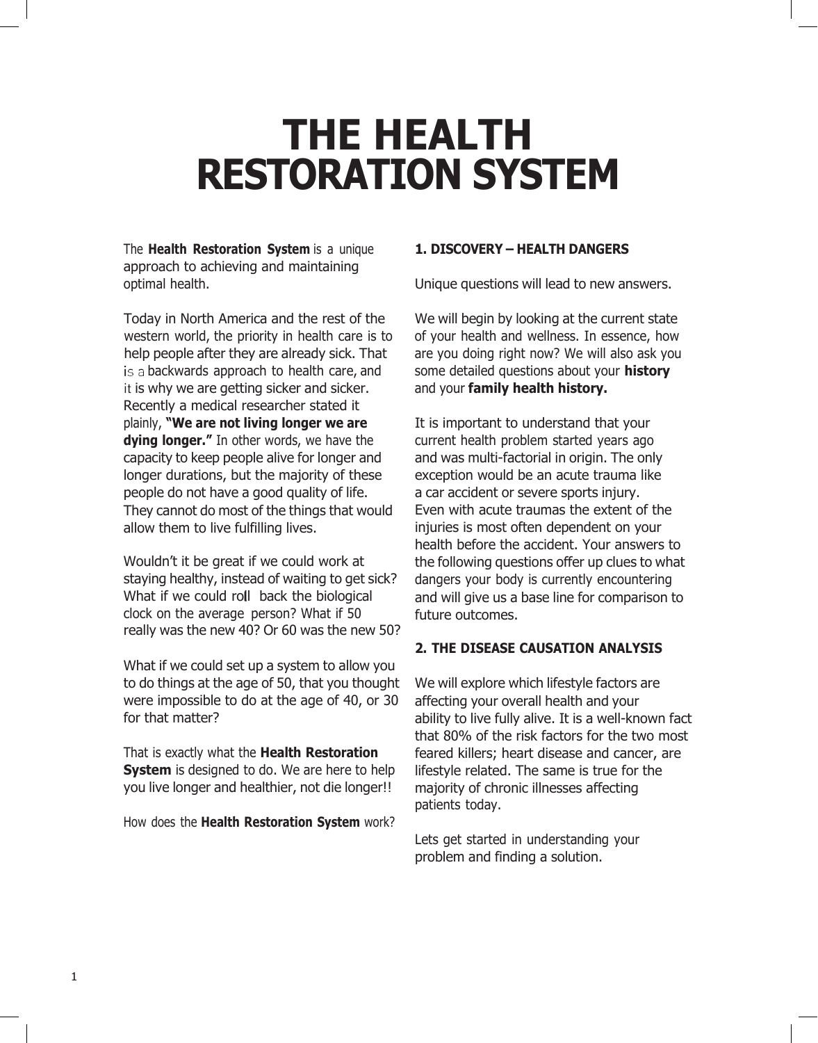# THE HEALTH RESTORATION SYSTEM

The **Health Restoration System** is a unique approach to achieving and maintaining optimal health.

Today in North America and the rest of the western world, the priority in health care is to help people after they are already sick. That is a backwards approach to health care, and it is why we are getting sicker and sicker. Recently a medical researcher stated it plainly, **"We are not living longer we are dying longer."** In other words, we have the capacity to keep people alive for longer and longer durations, but the majority of these people do not have a good quality of life. They cannot do most of the things that would allow them to live fulfilling lives.

Wouldn't it be great if we could work at staying healthy, instead of waiting to get sick? What if we could roll back the biological clock on the average person? What if 50 really was the new 40? Or 60 was the new 50?

What if we could set up a system to allow you to do things at the age of 50, that you thought were impossible to do at the age of 40, or 30 for that matter?

That is exactly what the **Health Restoration System** is designed to do. We are here to help you live longer and healthier, not die longer!!

How does the **Health Restoration System** work?

## 1. DISCOVERY – HEALTH DANGERS

Unique questions will lead to new answers.

We will begin by looking at the current state of your health and wellness. In essence, how are you doing right now? We will also ask you some detailed questions about your **history** and your **family health history.**

It is important to understand that your current health problem started years ago and was multi-factorial in origin. The only exception would be an acute trauma like a car accident or severe sports injury. Even with acute traumas the extent of the injuries is most often dependent on your health before the accident. Your answers to the following questions offer up clues to what dangers your body is currently encountering and will give us a base line for comparison to future outcomes.

## 2. THE DISEASE CAUSATION ANALYSIS

We will explore which lifestyle factors are affecting your overall health and your ability to live fully alive. It is a well-known fact that 80% of the risk factors for the two most feared killers; heart disease and cancer, are lifestyle related. The same is true for the majority of chronic illnesses affecting patients today.

Lets get started in understanding your problem and finding a solution.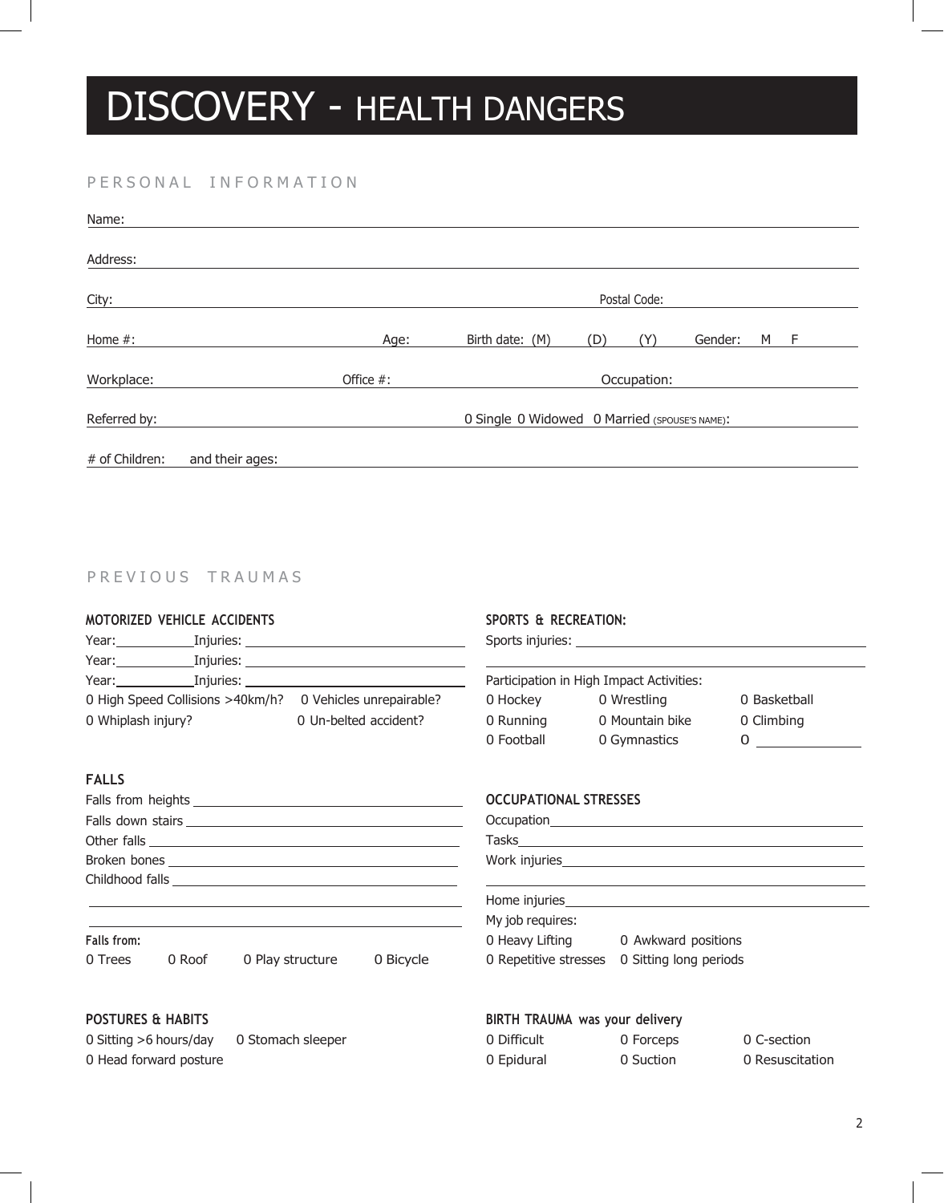# DISCOVERY - HEALTH DANGERS

## PERSONAL INFORMATION

Name:

Address:

City: Postal Code:

Home #: Age: Birth date: (M) (D) (Y) Gender: M F

Workplace: Office #: Occupation:

Referred by: 0 Single 0 Widowed 0 Married (SPOUSE'S NAME):

# of Children: and their ages:

## PREVIOUS TRAUMAS

### MOTORIZED VEHICLE ACCIDENTS

Year:\_\_\_\_\_\_\_\_\_\_Injuries:

Year:\_\_\_\_\_\_\_\_\_\_Injuries:

Year:\_\_\_\_\_\_\_\_\_\_Injuries:

0 High Speed Collisions >40km/h? 0 Vehicles unrepairable?

0 Whiplash injury? 0 Un-belted accident?

### SPORTS & RECREATION:

Sports injuries:

Participation in High Impact Activities:

0 Hockey 0 Wrestling 0 Basketball

0 Running 0 Mountain bike 0 Climbing

0 Football 0 Gymnastics 0 \_\_\_\_\_\_\_\_\_\_

### FALLS

Falls from heights

Falls down stairs

Other falls

Broken bones

Childhood falls

Falls from:

0 Trees 0 Roof 0 Play structure 0 Bicycle

### OCCUPATIONAL STRESSES

Occupation

Tasks

Work injuries

Home injuries

My job requires:

0 Heavy Lifting 0 Awkward positions

0 Repetitive stresses 0 Sitting long periods

### POSTURES & HABITS

0 Sitting >6 hours/day 0 Stomach sleeper

0 Head forward posture

### BIRTH TRAUMA was your delivery

0 Difficult 0 Forceps 0 C-section

0 Epidural 0 Suction 0 Resuscitation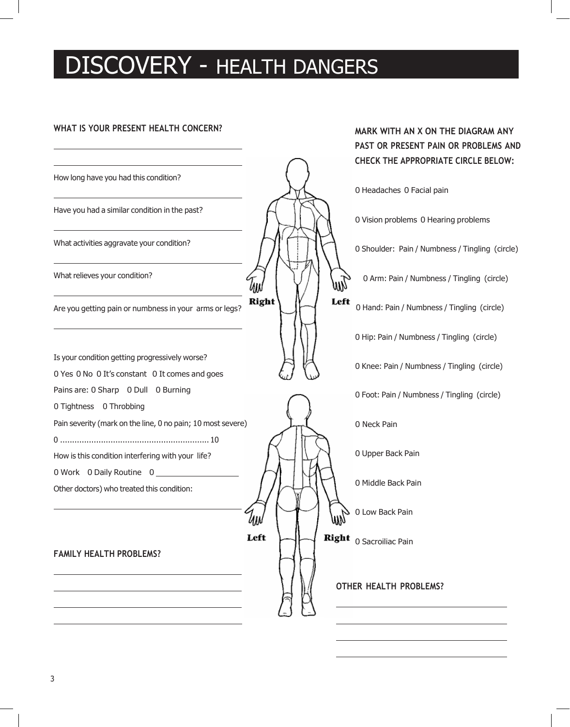# DISCOVERY - HEALTH DANGERS

**WHAT IS YOUR PRESENT HEALTH CONCERN?**

\_\_\_\_\_\_\_\_\_\_\_\_\_\_\_\_\_\_\_\_\_\_\_\_\_\_\_\_\_\_\_\_\_\_\_\_\_\_\_\_

\_\_\_\_\_\_\_\_\_\_\_\_\_\_\_\_\_\_\_\_\_\_\_\_\_\_\_\_\_\_\_\_\_\_\_\_\_\_\_\_

How long have you had this condition?

\_\_\_\_\_\_\_\_\_\_\_\_\_\_\_\_\_\_\_\_\_\_\_\_\_\_\_\_\_\_\_\_\_\_\_\_\_\_\_\_

Have you had a similar condition in the past?

\_\_\_\_\_\_\_\_\_\_\_\_\_\_\_\_\_\_\_\_\_\_\_\_\_\_\_\_\_\_\_\_\_\_\_\_\_\_\_\_

What activities aggravate your condition?

\_\_\_\_\_\_\_\_\_\_\_\_\_\_\_\_\_\_\_\_\_\_\_\_\_\_\_\_\_\_\_\_\_\_\_\_\_\_\_\_

What relieves your condition?

\_\_\_\_\_\_\_\_\_\_\_\_\_\_\_\_\_\_\_\_\_\_\_\_\_\_\_\_\_\_\_\_\_\_\_\_\_\_\_\_

Are you getting pain or numbness in your arms or legs?

\_\_\_\_\_\_\_\_\_\_\_\_\_\_\_\_\_\_\_\_\_\_\_\_\_\_\_\_\_\_\_\_\_\_\_\_\_\_\_\_

Is your condition getting progressively worse?

0 Yes 0 No 0 It's constant 0 It comes and goes

Pains are: 0 Sharp 0 Dull 0 Burning

0 Tightness 0 Throbbing

Pain severity (mark on the line, 0 no pain; 10 most severe)

0 ............................................................ 10

How is this condition interfering with your life?

0 Work 0 Daily Routine 0 \_\_\_\_\_\_\_\_\_\_\_\_\_\_\_\_\_\_\_\_

Other doctors) who treated this condition:

\_\_\_\_\_\_\_\_\_\_\_\_\_\_\_\_\_\_\_\_\_\_\_\_\_\_\_\_\_\_\_\_\_\_\_\_\_\_\_\_

**FAMILY HEALTH PROBLEMS?**

\_\_\_\_\_\_\_\_\_\_\_\_\_\_\_\_\_\_\_\_\_\_\_\_\_\_\_\_\_\_\_\_\_\_\_\_\_\_\_\_

\_\_\_\_\_\_\_\_\_\_\_\_\_\_\_\_\_\_\_\_\_\_\_\_\_\_\_\_\_\_\_\_\_\_\_\_\_\_\_\_

\_\_\_\_\_\_\_\_\_\_\_\_\_\_\_\_\_\_\_\_\_\_\_\_\_\_\_\_\_\_\_\_\_\_\_\_\_\_\_\_

\_\_\_\_\_\_\_\_\_\_\_\_\_\_\_\_\_\_\_\_\_\_\_\_\_\_\_\_\_\_\_\_\_\_\_\_\_\_\_\_

Right Left

Left Right

**MARK WITH AN X ON THE DIAGRAM ANY PAST OR PRESENT PAIN OR PROBLEMS AND CHECK THE APPROPRIATE CIRCLE BELOW:**

0 Headaches 0 Facial pain

0 Vision problems 0 Hearing problems

0 Shoulder: Pain / Numbness / Tingling (circle)

0 Arm: Pain / Numbness / Tingling (circle)

0 Hand: Pain / Numbness / Tingling (circle)

0 Hip: Pain / Numbness / Tingling (circle)

0 Knee: Pain / Numbness / Tingling (circle)

0 Foot: Pain / Numbness / Tingling (circle)

0 Neck Pain

0 Upper Back Pain

0 Middle Back Pain

0 Low Back Pain

0 Sacroiliac Pain

**OTHER HEALTH PROBLEMS?**

\_\_\_\_\_\_\_\_\_\_\_\_\_\_\_\_\_\_\_\_\_\_\_\_\_\_\_\_\_\_\_\_\_\_\_\_\_\_\_\_

\_\_\_\_\_\_\_\_\_\_\_\_\_\_\_\_\_\_\_\_\_\_\_\_\_\_\_\_\_\_\_\_\_\_\_\_\_\_\_\_

\_\_\_\_\_\_\_\_\_\_\_\_\_\_\_\_\_\_\_\_\_\_\_\_\_\_\_\_\_\_\_\_\_\_\_\_\_\_\_\_

\_\_\_\_\_\_\_\_\_\_\_\_\_\_\_\_\_\_\_\_\_\_\_\_\_\_\_\_\_\_\_\_\_\_\_\_\_\_\_\_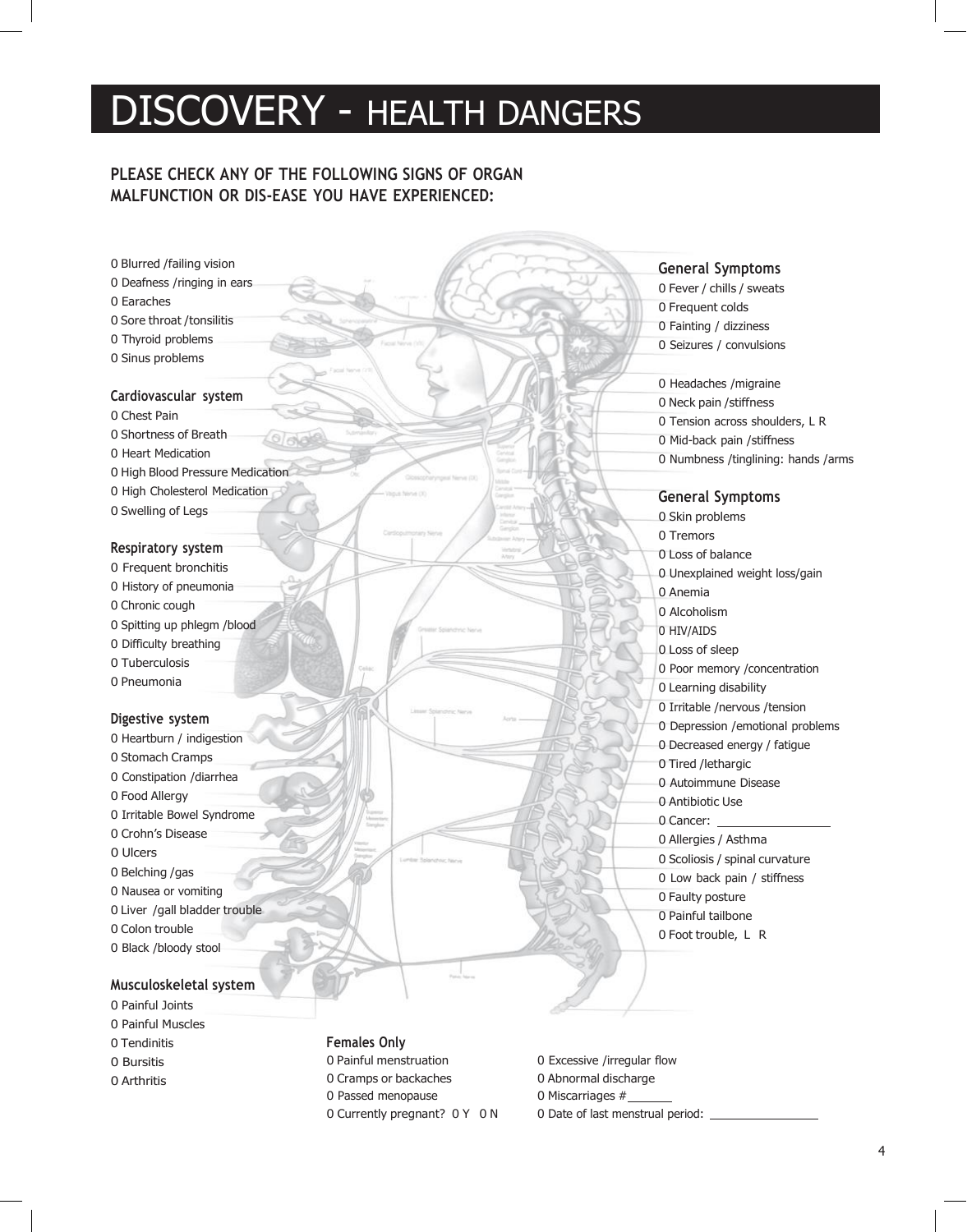# DISCOVERY - HEALTH DANGERS

## PLEASE CHECK ANY OF THE FOLLOWING SIGNS OF ORGAN MALFUNCTION OR DIS-EASE YOU HAVE EXPERIENCED:

0 Blurred /failing vision
0 Deafness /ringing in ears
0 Earaches
0 Sore throat /tonsilitis
0 Thyroid problems
0 Sinus problems

### Cardiovascular system

0 Chest Pain
0 Shortness of Breath
0 Heart Medication
0 High Blood Pressure Medication
0 High Cholesterol Medication
0 Swelling of Legs

### Respiratory system

0 Frequent bronchitis
0 History of pneumonia
0 Chronic cough
0 Spitting up phlegm /blood
0 Difficulty breathing
0 Tuberculosis
0 Pneumonia

### Digestive system

0 Heartburn / indigestion
0 Stomach Cramps
0 Constipation /diarrhea
0 Food Allergy
0 Irritable Bowel Syndrome
0 Crohn's Disease
0 Ulcers
0 Belching /gas
0 Nausea or vomiting
0 Liver /gall bladder trouble
0 Colon trouble
0 Black /bloody stool

### Musculoskeletal system

0 Painful Joints
0 Painful Muscles
0 Tendinitis
0 Bursitis
0 Arthritis

### General Symptoms

0 Fever / chills / sweats
0 Frequent colds
0 Fainting / dizziness
0 Seizures / convulsions

0 Headaches /migraine
0 Neck pain /stiffness
0 Tension across shoulders, L R
0 Mid-back pain /stiffness
0 Numbness /tinglining: hands /arms

### General Symptoms

0 Skin problems
0 Tremors
0 Loss of balance
0 Unexplained weight loss/gain
0 Anemia
0 Alcoholism
0 HIV/AIDS
0 Loss of sleep
0 Poor memory /concentration
0 Learning disability
0 Irritable /nervous /tension
0 Depression /emotional problems
0 Decreased energy / fatigue
0 Tired /lethargic
0 Autoimmune Disease
0 Antibiotic Use
0 Cancer: ________________
0 Allergies / Asthma
0 Scoliosis / spinal curvature
0 Low back pain / stiffness
0 Faulty posture
0 Painful tailbone
0 Foot trouble, L R

### Females Only

0 Painful menstruation
0 Cramps or backaches
0 Passed menopause
0 Currently pregnant? 0 Y 0 N
0 Excessive /irregular flow
0 Abnormal discharge
0 Miscarriages # ______
0 Date of last menstrual period: ________________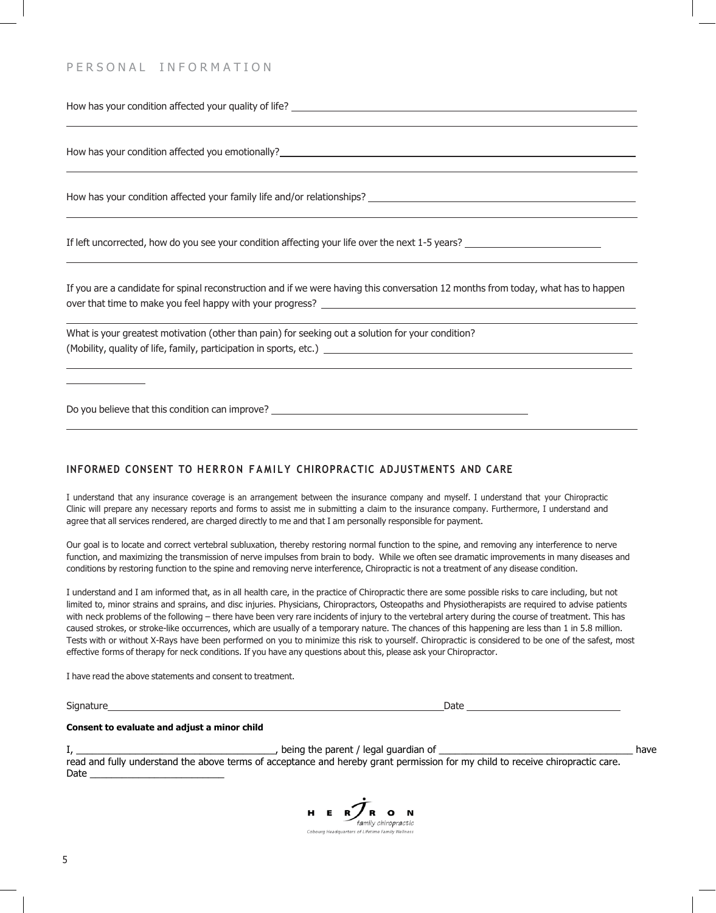## PERSONAL INFORMATION

How has your condition affected your quality of life? ______________________________________________

How has your condition affected you emotionally? ______________________________________________

How has your condition affected your family life and/or relationships? ______________________________________________

If left uncorrected, how do you see your condition affecting your life over the next 1-5 years? ______________________________________________

If you are a candidate for spinal reconstruction and if we were having this conversation 12 months from today, what has to happen over that time to make you feel happy with your progress? ______________________________________________

What is your greatest motivation (other than pain) for seeking out a solution for your condition?
(Mobility, quality of life, family, participation in sports, etc.) ______________________________________________

Do you believe that this condition can improve? ______________________________________________

## INFORMED CONSENT TO HERRON FAMILY CHIROPRACTIC ADJUSTMENTS AND CARE

I understand that any insurance coverage is an arrangement between the insurance company and myself. I understand that your Chiropractic Clinic will prepare any necessary reports and forms to assist me in submitting a claim to the insurance company. Furthermore, I understand and agree that all services rendered, are charged directly to me and that I am personally responsible for payment.

Our goal is to locate and correct vertebral subluxation, thereby restoring normal function to the spine, and removing any interference to nerve function, and maximizing the transmission of nerve impulses from brain to body. While we often see dramatic improvements in many diseases and conditions by restoring function to the spine and removing nerve interference, Chiropractic is not a treatment of any disease condition.

I understand and I am informed that, as in all health care, in the practice of Chiropractic there are some possible risks to care including, but not limited to, minor strains and sprains, and disc injuries. Physicians, Chiropractors, Osteopaths and Physiotherapists are required to advise patients with neck problems of the following – there have been very rare incidents of injury to the vertebral artery during the course of treatment. This has caused strokes, or stroke-like occurrences, which are usually of a temporary nature. The chances of this happening are less than 1 in 5.8 million. Tests with or without X-Rays have been performed on you to minimize this risk to yourself. Chiropractic is considered to be one of the safest, most effective forms of therapy for neck conditions. If you have any questions about this, please ask your Chiropractor.

I have read the above statements and consent to treatment.

Signature ______________________________________________ Date ____________________

**Consent to evaluate and adjust a minor child**

I, ______________________________, being the parent / legal guardian of ______________________________ have read and fully understand the above terms of acceptance and hereby grant permission for my child to receive chiropractic care.
Date ____________________

HERRON family chiropractic
Cobourg Headquarters of Lifetime Family Wellness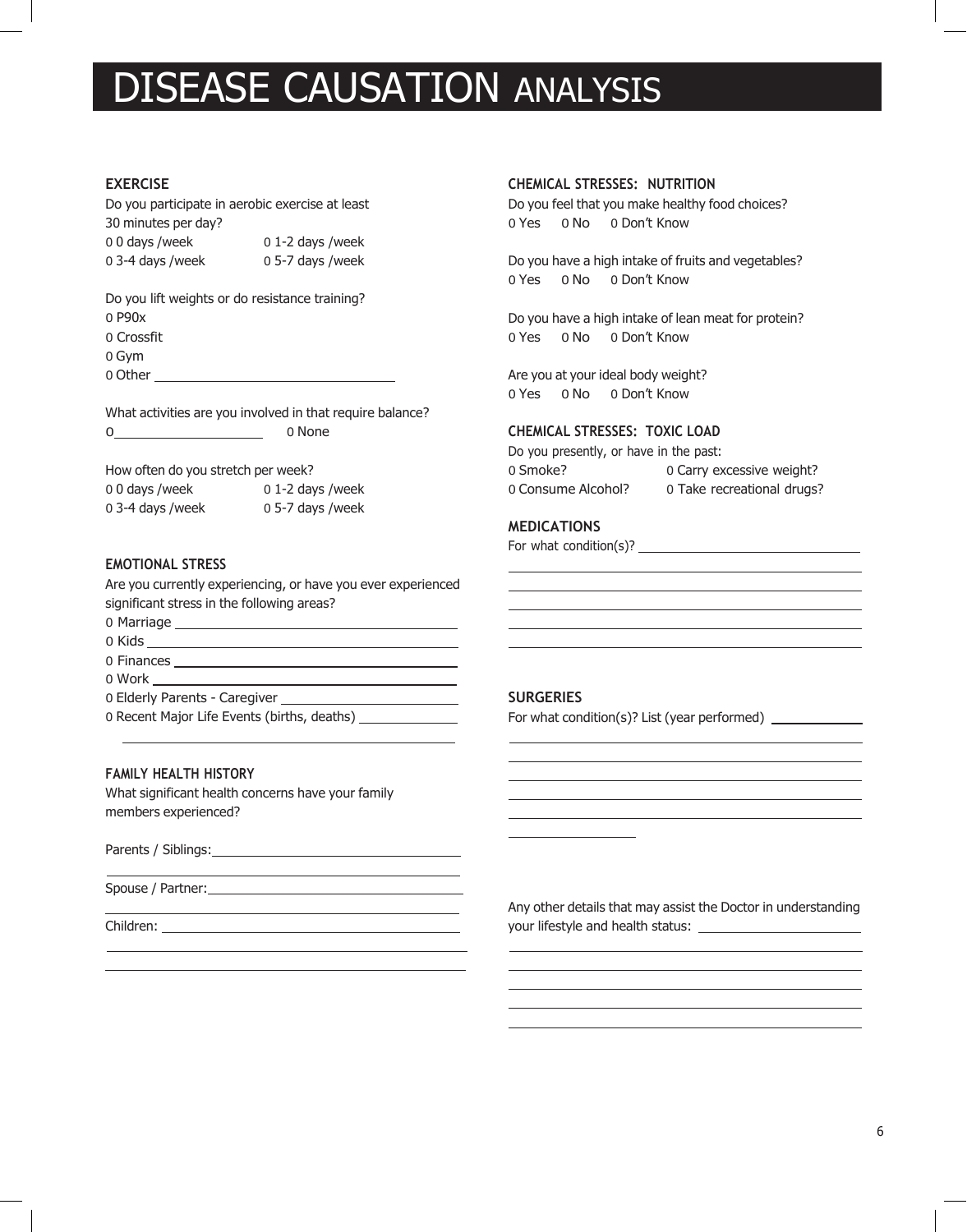# DISEASE CAUSATION ANALYSIS

## EXERCISE

Do you participate in aerobic exercise at least 30 minutes per day?

0 0 days /week　　0 1-2 days /week
0 3-4 days /week　　0 5-7 days /week

Do you lift weights or do resistance training?

0 P90x
0 Crossfit
0 Gym
0 Other ______________________

What activities are you involved in that require balance?

0 ______________　　0 None

How often do you stretch per week?

0 0 days /week　　0 1-2 days /week
0 3-4 days /week　　0 5-7 days /week

## EMOTIONAL STRESS

Are you currently experiencing, or have you ever experienced significant stress in the following areas?

0 Marriage ______________________
0 Kids ______________________
0 Finances ______________________
0 Work ______________________
0 Elderly Parents - Caregiver ______________________
0 Recent Major Life Events (births, deaths) ______________________

______________________

## FAMILY HEALTH HISTORY

What significant health concerns have your family members experienced?

Parents / Siblings: ______________________

______________________

Spouse / Partner: ______________________

______________________

Children: ______________________

______________________

______________________

## CHEMICAL STRESSES: NUTRITION

Do you feel that you make healthy food choices?

0 Yes　0 No　0 Don't Know

Do you have a high intake of fruits and vegetables?

0 Yes　0 No　0 Don't Know

Do you have a high intake of lean meat for protein?

0 Yes　0 No　0 Don't Know

Are you at your ideal body weight?

0 Yes　0 No　0 Don't Know

## CHEMICAL STRESSES: TOXIC LOAD

Do you presently, or have in the past:

0 Smoke?　　0 Carry excessive weight?
0 Consume Alcohol?　　0 Take recreational drugs?

## MEDICATIONS

For what condition(s)? ______________________

______________________

______________________

______________________

______________________

______________________

## SURGERIES

For what condition(s)? List (year performed) ______________________

______________________

______________________

______________________

______________________

______________________

______________________

Any other details that may assist the Doctor in understanding your lifestyle and health status: ______________________

______________________

______________________

______________________

______________________

______________________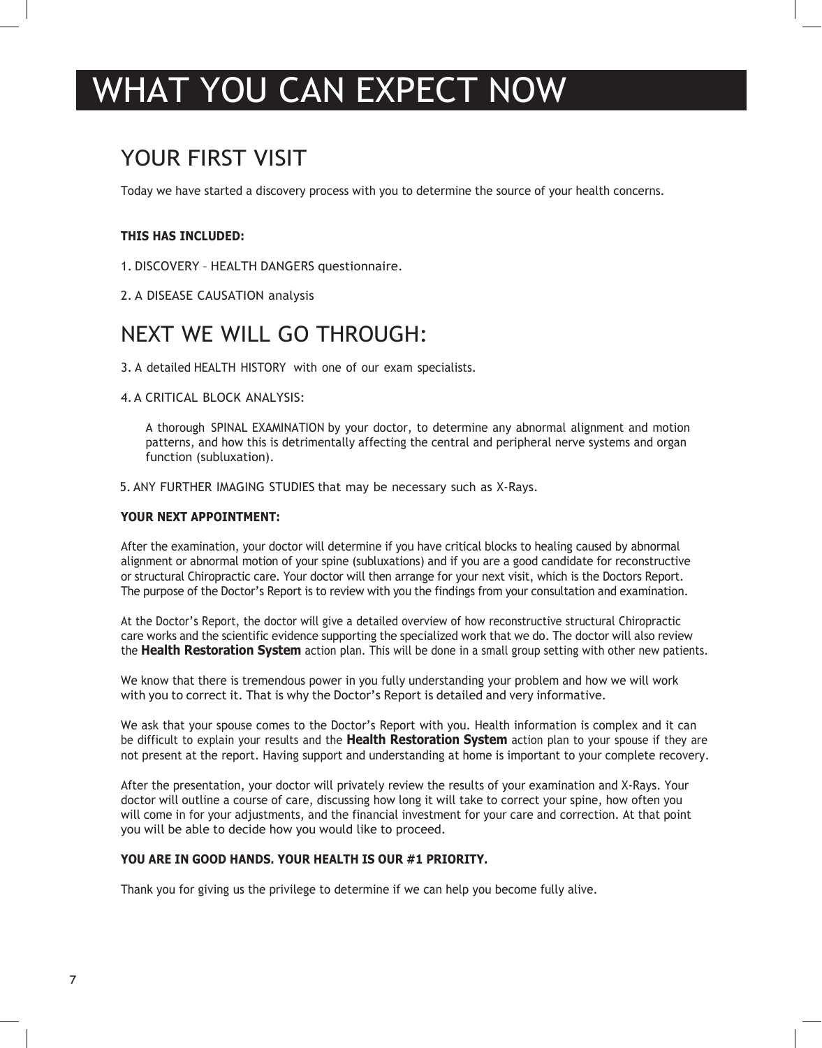# WHAT YOU CAN EXPECT NOW

## YOUR FIRST VISIT

Today we have started a discovery process with you to determine the source of your health concerns.

**THIS HAS INCLUDED:**

1. DISCOVERY – HEALTH DANGERS questionnaire.
2. A DISEASE CAUSATION analysis

## NEXT WE WILL GO THROUGH:

3. A detailed HEALTH HISTORY with one of our exam specialists.
4. A CRITICAL BLOCK ANALYSIS:

   A thorough SPINAL EXAMINATION by your doctor, to determine any abnormal alignment and motion patterns, and how this is detrimentally affecting the central and peripheral nerve systems and organ function (subluxation).

5. ANY FURTHER IMAGING STUDIES that may be necessary such as X-Rays.

**YOUR NEXT APPOINTMENT:**

After the examination, your doctor will determine if you have critical blocks to healing caused by abnormal alignment or abnormal motion of your spine (subluxations) and if you are a good candidate for reconstructive or structural Chiropractic care. Your doctor will then arrange for your next visit, which is the Doctors Report. The purpose of the Doctor's Report is to review with you the findings from your consultation and examination.

At the Doctor's Report, the doctor will give a detailed overview of how reconstructive structural Chiropractic care works and the scientific evidence supporting the specialized work that we do. The doctor will also review the **Health Restoration System** action plan. This will be done in a small group setting with other new patients.

We know that there is tremendous power in you fully understanding your problem and how we will work with you to correct it. That is why the Doctor's Report is detailed and very informative.

We ask that your spouse comes to the Doctor's Report with you. Health information is complex and it can be difficult to explain your results and the **Health Restoration System** action plan to your spouse if they are not present at the report. Having support and understanding at home is important to your complete recovery.

After the presentation, your doctor will privately review the results of your examination and X-Rays. Your doctor will outline a course of care, discussing how long it will take to correct your spine, how often you will come in for your adjustments, and the financial investment for your care and correction. At that point you will be able to decide how you would like to proceed.

**YOU ARE IN GOOD HANDS. YOUR HEALTH IS OUR #1 PRIORITY.**

Thank you for giving us the privilege to determine if we can help you become fully alive.